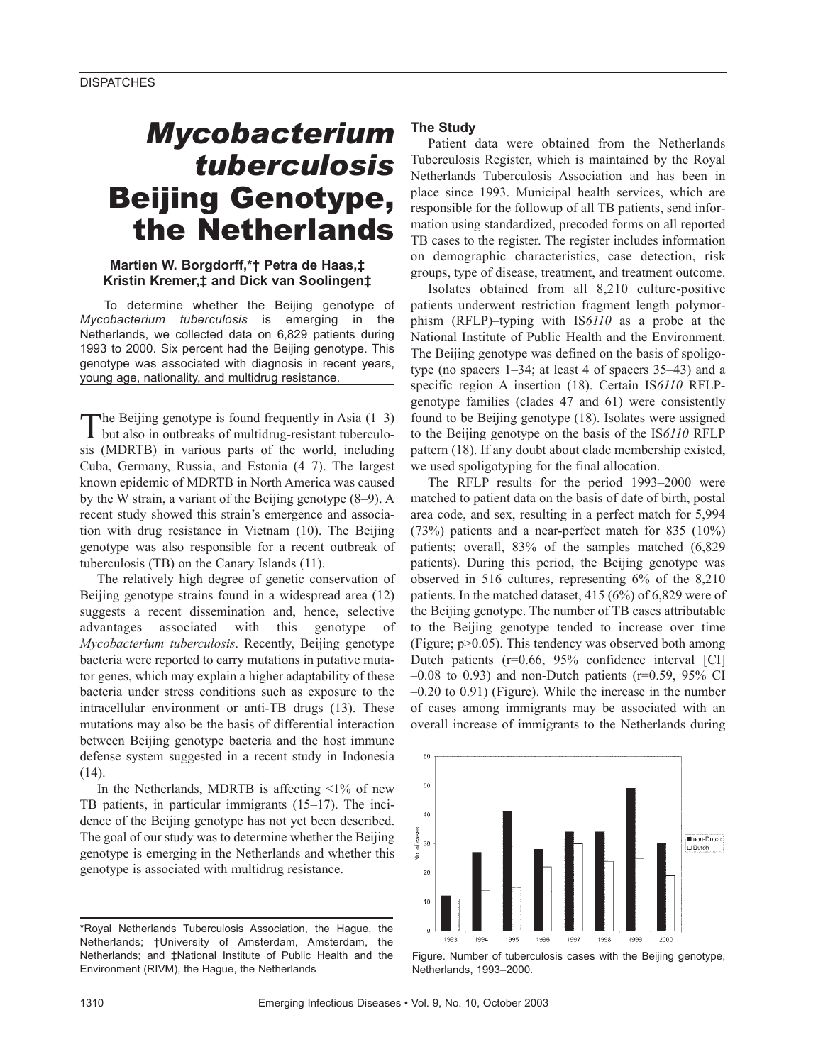DISPATCHES

# *Mycobacterium tuberculosis* Beijing Genotype, the Netherlands

**Martien W. Borgdorff,\*† Petra de Haas,‡ Kristin Kremer,‡ and Dick van Soolingen‡**

To determine whether the Beijing genotype of *Mycobacterium tuberculosis* is emerging in the Netherlands, we collected data on 6,829 patients during 1993 to 2000. Six percent had the Beijing genotype. This genotype was associated with diagnosis in recent years, young age, nationality, and multidrug resistance.

The Beijing genotype is found frequently in Asia (1–3) but also in outbreaks of multidrug-resistant tuberculosis (MDRTB) in various parts of the world, including Cuba, Germany, Russia, and Estonia (4–7). The largest known epidemic of MDRTB in North America was caused by the W strain, a variant of the Beijing genotype (8–9). A recent study showed this strain's emergence and association with drug resistance in Vietnam (10). The Beijing genotype was also responsible for a recent outbreak of tuberculosis (TB) on the Canary Islands (11).

The relatively high degree of genetic conservation of Beijing genotype strains found in a widespread area (12) suggests a recent dissemination and, hence, selective advantages associated with this genotype of *Mycobacterium tuberculosis*. Recently, Beijing genotype bacteria were reported to carry mutations in putative mutator genes, which may explain a higher adaptability of these bacteria under stress conditions such as exposure to the intracellular environment or anti-TB drugs (13). These mutations may also be the basis of differential interaction between Beijing genotype bacteria and the host immune defense system suggested in a recent study in Indonesia (14).

In the Netherlands, MDRTB is affecting <1% of new TB patients, in particular immigrants (15–17). The incidence of the Beijing genotype has not yet been described. The goal of our study was to determine whether the Beijing genotype is emerging in the Netherlands and whether this genotype is associated with multidrug resistance.

\*Royal Netherlands Tuberculosis Association, the Hague, the Netherlands; †University of Amsterdam, Amsterdam, the Netherlands; and ‡National Institute of Public Health and the Environment (RIVM), the Hague, the Netherlands

## The Study

Patient data were obtained from the Netherlands Tuberculosis Register, which is maintained by the Royal Netherlands Tuberculosis Association and has been in place since 1993. Municipal health services, which are responsible for the followup of all TB patients, send information using standardized, precoded forms on all reported TB cases to the register. The register includes information on demographic characteristics, case detection, risk groups, type of disease, treatment, and treatment outcome.

Isolates obtained from all 8,210 culture-positive patients underwent restriction fragment length polymorphism (RFLP)–typing with IS*6110* as a probe at the National Institute of Public Health and the Environment. The Beijing genotype was defined on the basis of spoligotype (no spacers 1–34; at least 4 of spacers 35–43) and a specific region A insertion (18). Certain IS*6110* RFLP-genotype families (clades 47 and 61) were consistently found to be Beijing genotype (18). Isolates were assigned to the Beijing genotype on the basis of the IS*6110* RFLP pattern (18). If any doubt about clade membership existed, we used spoligotyping for the final allocation.

The RFLP results for the period 1993–2000 were matched to patient data on the basis of date of birth, postal area code, and sex, resulting in a perfect match for 5,994 (73%) patients and a near-perfect match for 835 (10%) patients; overall, 83% of the samples matched (6,829 patients). During this period, the Beijing genotype was observed in 516 cultures, representing 6% of the 8,210 patients. In the matched dataset, 415 (6%) of 6,829 were of the Beijing genotype. The number of TB cases attributable to the Beijing genotype tended to increase over time (Figure; $p>0.05$). This tendency was observed both among Dutch patients ($r=0.66$, 95% confidence interval [CI] –0.08 to 0.93) and non-Dutch patients ($r=0.59$, 95% CI –0.20 to 0.91) (Figure). While the increase in the number of cases among immigrants may be associated with an overall increase of immigrants to the Netherlands during

Figure. Number of tuberculosis cases with the Beijing genotype, Netherlands, 1993–2000.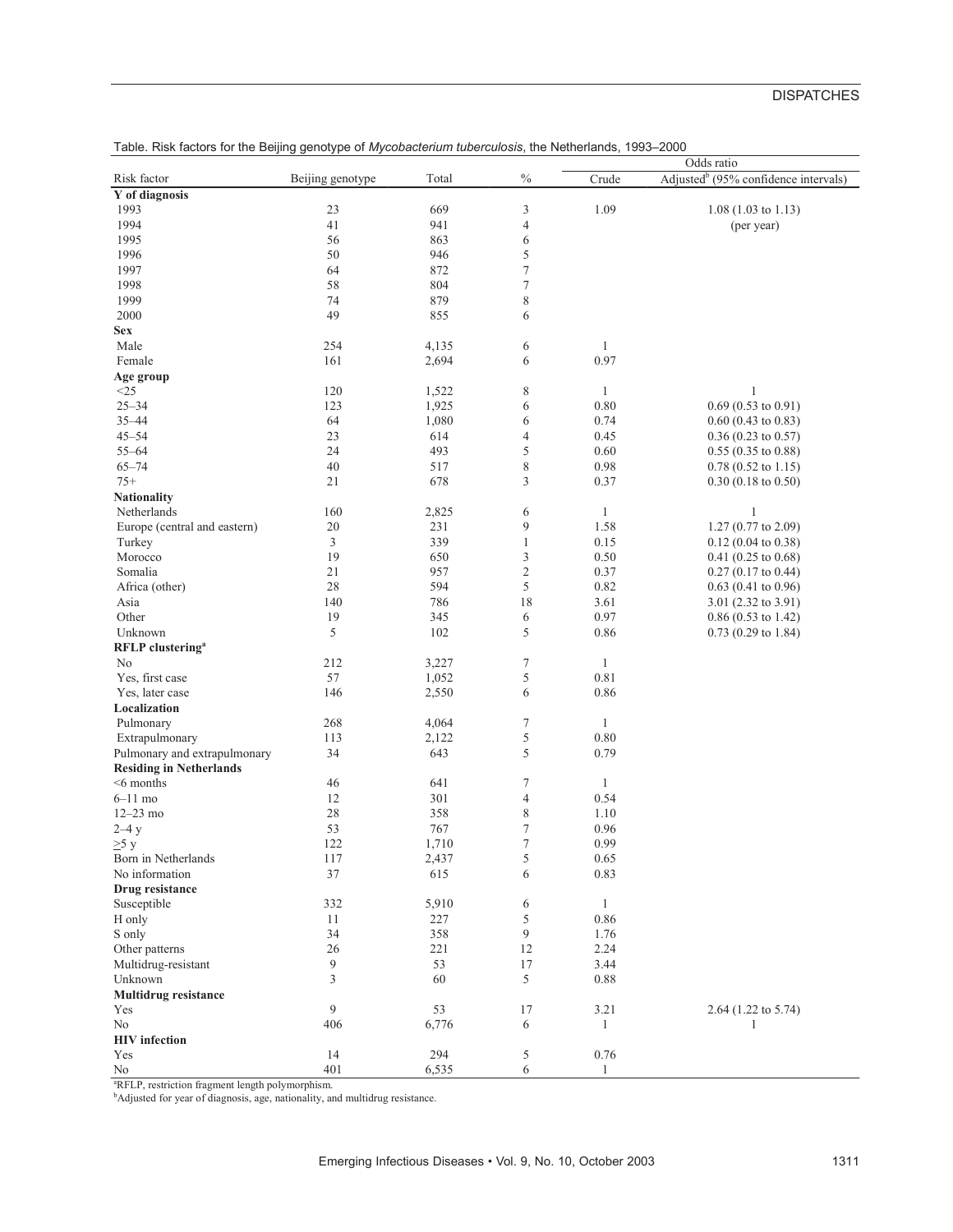Table. Risk factors for the Beijing genotype of *Mycobacterium tuberculosis*, the Netherlands, 1993–2000

| Risk factor | Beijing genotype | Total | % | Odds ratio | |
|---|---|---|---|---|---|
| | | | | Crude | Adjusted[b] (95% confidence intervals) |
| **Y of diagnosis** | | | | | |
| 1993 | 23 | 669 | 3 | 1.09 | 1.08 (1.03 to 1.13) |
| 1994 | 41 | 941 | 4 | | (per year) |
| 1995 | 56 | 863 | 6 | | |
| 1996 | 50 | 946 | 5 | | |
| 1997 | 64 | 872 | 7 | | |
| 1998 | 58 | 804 | 7 | | |
| 1999 | 74 | 879 | 8 | | |
| 2000 | 49 | 855 | 6 | | |
| **Sex** | | | | | |
| Male | 254 | 4,135 | 6 | 1 | |
| Female | 161 | 2,694 | 6 | 0.97 | |
| **Age group** | | | | | |
| <25 | 120 | 1,522 | 8 | 1 | 1 |
| 25–34 | 123 | 1,925 | 6 | 0.80 | 0.69 (0.53 to 0.91) |
| 35–44 | 64 | 1,080 | 6 | 0.74 | 0.60 (0.43 to 0.83) |
| 45–54 | 23 | 614 | 4 | 0.45 | 0.36 (0.23 to 0.57) |
| 55–64 | 24 | 493 | 5 | 0.60 | 0.55 (0.35 to 0.88) |
| 65–74 | 40 | 517 | 8 | 0.98 | 0.78 (0.52 to 1.15) |
| 75+ | 21 | 678 | 3 | 0.37 | 0.30 (0.18 to 0.50) |
| **Nationality** | | | | | |
| Netherlands | 160 | 2,825 | 6 | 1 | 1 |
| Europe (central and eastern) | 20 | 231 | 9 | 1.58 | 1.27 (0.77 to 2.09) |
| Turkey | 3 | 339 | 1 | 0.15 | 0.12 (0.04 to 0.38) |
| Morocco | 19 | 650 | 3 | 0.50 | 0.41 (0.25 to 0.68) |
| Somalia | 21 | 957 | 2 | 0.37 | 0.27 (0.17 to 0.44) |
| Africa (other) | 28 | 594 | 5 | 0.82 | 0.63 (0.41 to 0.96) |
| Asia | 140 | 786 | 18 | 3.61 | 3.01 (2.32 to 3.91) |
| Other | 19 | 345 | 6 | 0.97 | 0.86 (0.53 to 1.42) |
| Unknown | 5 | 102 | 5 | 0.86 | 0.73 (0.29 to 1.84) |
| **RFLP clustering[a]** | | | | | |
| No | 212 | 3,227 | 7 | 1 | |
| Yes, first case | 57 | 1,052 | 5 | 0.81 | |
| Yes, later case | 146 | 2,550 | 6 | 0.86 | |
| **Localization** | | | | | |
| Pulmonary | 268 | 4,064 | 7 | 1 | |
| Extrapulmonary | 113 | 2,122 | 5 | 0.80 | |
| Pulmonary and extrapulmonary | 34 | 643 | 5 | 0.79 | |
| **Residing in Netherlands** | | | | | |
| <6 months | 46 | 641 | 7 | 1 | |
| 6–11 mo | 12 | 301 | 4 | 0.54 | |
| 12–23 mo | 28 | 358 | 8 | 1.10 | |
| 2–4 y | 53 | 767 | 7 | 0.96 | |
| ≥5 y | 122 | 1,710 | 7 | 0.99 | |
| Born in Netherlands | 117 | 2,437 | 5 | 0.65 | |
| No information | 37 | 615 | 6 | 0.83 | |
| **Drug resistance** | | | | | |
| Susceptible | 332 | 5,910 | 6 | 1 | |
| H only | 11 | 227 | 5 | 0.86 | |
| S only | 34 | 358 | 9 | 1.76 | |
| Other patterns | 26 | 221 | 12 | 2.24 | |
| Multidrug-resistant | 9 | 53 | 17 | 3.44 | |
| Unknown | 3 | 60 | 5 | 0.88 | |
| **Multidrug resistance** | | | | | |
| Yes | 9 | 53 | 17 | 3.21 | 2.64 (1.22 to 5.74) |
| No | 406 | 6,776 | 6 | 1 | 1 |
| **HIV infection** | | | | | |
| Yes | 14 | 294 | 5 | 0.76 | |
| No | 401 | 6,535 | 6 | 1 | |

[a]RFLP, restriction fragment length polymorphism.
[b]Adjusted for year of diagnosis, age, nationality, and multidrug resistance.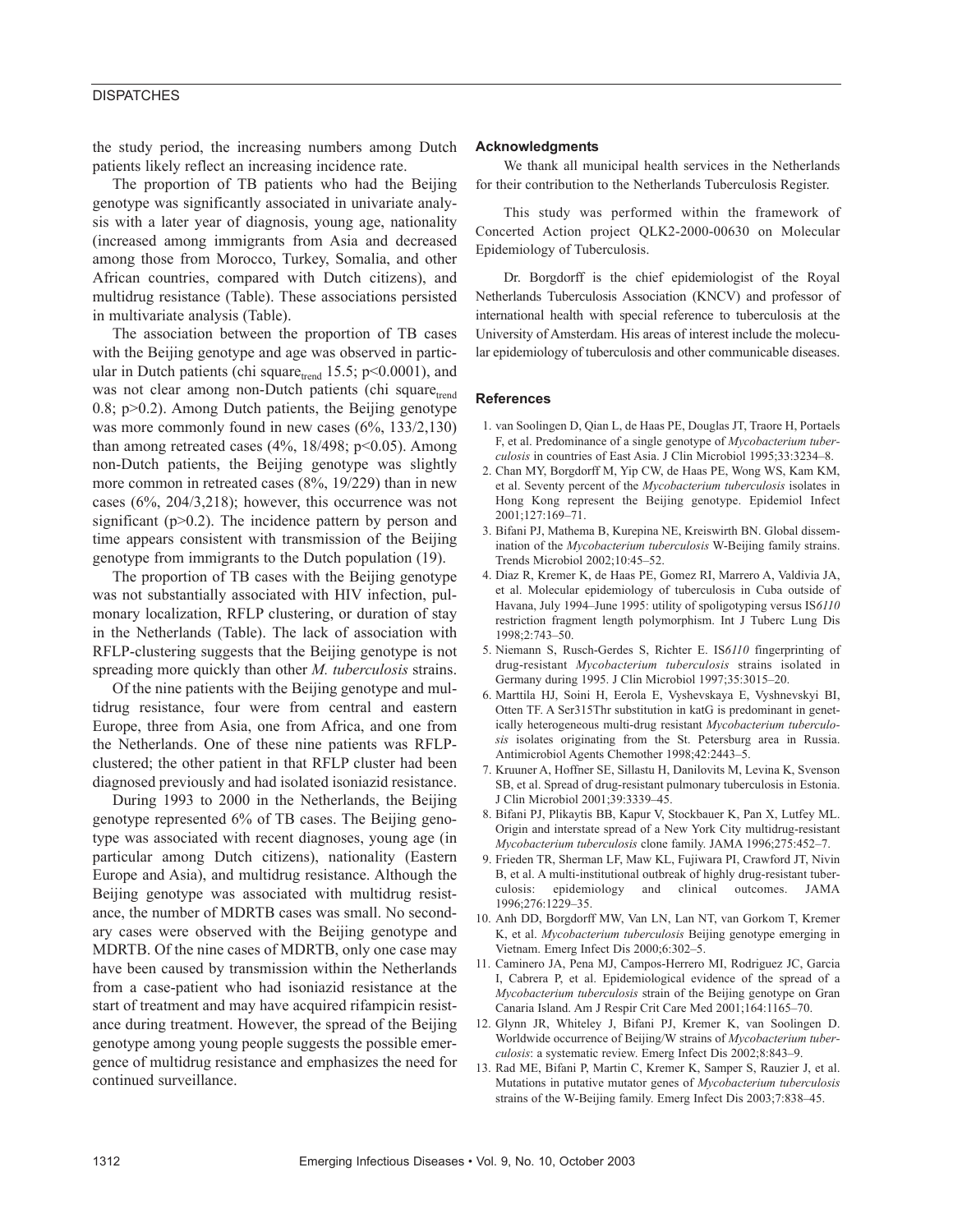the study period, the increasing numbers among Dutch patients likely reflect an increasing incidence rate.

The proportion of TB patients who had the Beijing genotype was significantly associated in univariate analysis with a later year of diagnosis, young age, nationality (increased among immigrants from Asia and decreased among those from Morocco, Turkey, Somalia, and other African countries, compared with Dutch citizens), and multidrug resistance (Table). These associations persisted in multivariate analysis (Table).

The association between the proportion of TB cases with the Beijing genotype and age was observed in particular in Dutch patients (chi $square_{trend}$ 15.5; $p<0.0001$), and was not clear among non-Dutch patients (chi $square_{trend}$ 0.8; $p>0.2$). Among Dutch patients, the Beijing genotype was more commonly found in new cases (6%, 133/2,130) than among retreated cases (4%, 18/498; $p<0.05$). Among non-Dutch patients, the Beijing genotype was slightly more common in retreated cases (8%, 19/229) than in new cases (6%, 204/3,218); however, this occurrence was not significant ($p>0.2$). The incidence pattern by person and time appears consistent with transmission of the Beijing genotype from immigrants to the Dutch population (19).

The proportion of TB cases with the Beijing genotype was not substantially associated with HIV infection, pulmonary localization, RFLP clustering, or duration of stay in the Netherlands (Table). The lack of association with RFLP-clustering suggests that the Beijing genotype is not spreading more quickly than other *M. tuberculosis* strains.

Of the nine patients with the Beijing genotype and multidrug resistance, four were from central and eastern Europe, three from Asia, one from Africa, and one from the Netherlands. One of these nine patients was RFLP-clustered; the other patient in that RFLP cluster had been diagnosed previously and had isolated isoniazid resistance.

During 1993 to 2000 in the Netherlands, the Beijing genotype represented 6% of TB cases. The Beijing genotype was associated with recent diagnoses, young age (in particular among Dutch citizens), nationality (Eastern Europe and Asia), and multidrug resistance. Although the Beijing genotype was associated with multidrug resistance, the number of MDRTB cases was small. No secondary cases were observed with the Beijing genotype and MDRTB. Of the nine cases of MDRTB, only one case may have been caused by transmission within the Netherlands from a case-patient who had isoniazid resistance at the start of treatment and may have acquired rifampicin resistance during treatment. However, the spread of the Beijing genotype among young people suggests the possible emergence of multidrug resistance and emphasizes the need for continued surveillance.

### Acknowledgments

We thank all municipal health services in the Netherlands for their contribution to the Netherlands Tuberculosis Register.

This study was performed within the framework of Concerted Action project QLK2-2000-00630 on Molecular Epidemiology of Tuberculosis.

Dr. Borgdorff is the chief epidemiologist of the Royal Netherlands Tuberculosis Association (KNCV) and professor of international health with special reference to tuberculosis at the University of Amsterdam. His areas of interest include the molecular epidemiology of tuberculosis and other communicable diseases.

### References

1. van Soolingen D, Qian L, de Haas PE, Douglas JT, Traore H, Portaels F, et al. Predominance of a single genotype of *Mycobacterium tuberculosis* in countries of East Asia. J Clin Microbiol 1995;33:3234–8.
2. Chan MY, Borgdorff M, Yip CW, de Haas PE, Wong WS, Kam KM, et al. Seventy percent of the *Mycobacterium tuberculosis* isolates in Hong Kong represent the Beijing genotype. Epidemiol Infect 2001;127:169–71.
3. Bifani PJ, Mathema B, Kurepina NE, Kreiswirth BN. Global dissemination of the *Mycobacterium tuberculosis* W-Beijing family strains. Trends Microbiol 2002;10:45–52.
4. Diaz R, Kremer K, de Haas PE, Gomez RI, Marrero A, Valdivia JA, et al. Molecular epidemiology of tuberculosis in Cuba outside of Havana, July 1994–June 1995: utility of spoligotyping versus IS*6110* restriction fragment length polymorphism. Int J Tuberc Lung Dis 1998;2:743–50.
5. Niemann S, Rusch-Gerdes S, Richter E. IS*6110* fingerprinting of drug-resistant *Mycobacterium tuberculosis* strains isolated in Germany during 1995. J Clin Microbiol 1997;35:3015–20.
6. Marttila HJ, Soini H, Eerola E, Vyshevskaya E, Vyshnevskyi BI, Otten TF. A Ser315Thr substitution in katG is predominant in genetically heterogeneous multi-drug resistant *Mycobacterium tuberculosis* isolates originating from the St. Petersburg area in Russia. Antimicrobiol Agents Chemother 1998;42:2443–5.
7. Kruuner A, Hoffner SE, Sillastu H, Danilovits M, Levina K, Svenson SB, et al. Spread of drug-resistant pulmonary tuberculosis in Estonia. J Clin Microbiol 2001;39:3339–45.
8. Bifani PJ, Plikaytis BB, Kapur V, Stockbauer K, Pan X, Lutfey ML. Origin and interstate spread of a New York City multidrug-resistant *Mycobacterium tuberculosis* clone family. JAMA 1996;275:452–7.
9. Frieden TR, Sherman LF, Maw KL, Fujiwara PI, Crawford JT, Nivin B, et al. A multi-institutional outbreak of highly drug-resistant tuberculosis: epidemiology and clinical outcomes. JAMA 1996;276:1229–35.
10. Anh DD, Borgdorff MW, Van LN, Lan NT, van Gorkom T, Kremer K, et al. *Mycobacterium tuberculosis* Beijing genotype emerging in Vietnam. Emerg Infect Dis 2000;6:302–5.
11. Caminero JA, Pena MJ, Campos-Herrero MI, Rodriguez JC, Garcia I, Cabrera P, et al. Epidemiological evidence of the spread of a *Mycobacterium tuberculosis* strain of the Beijing genotype on Gran Canaria Island. Am J Respir Crit Care Med 2001;164:1165–70.
12. Glynn JR, Whiteley J, Bifani PJ, Kremer K, van Soolingen D. Worldwide occurrence of Beijing/W strains of *Mycobacterium tuberculosis*: a systematic review. Emerg Infect Dis 2002;8:843–9.
13. Rad ME, Bifani P, Martin C, Kremer K, Samper S, Rauzier J, et al. Mutations in putative mutator genes of *Mycobacterium tuberculosis* strains of the W-Beijing family. Emerg Infect Dis 2003;7:838–45.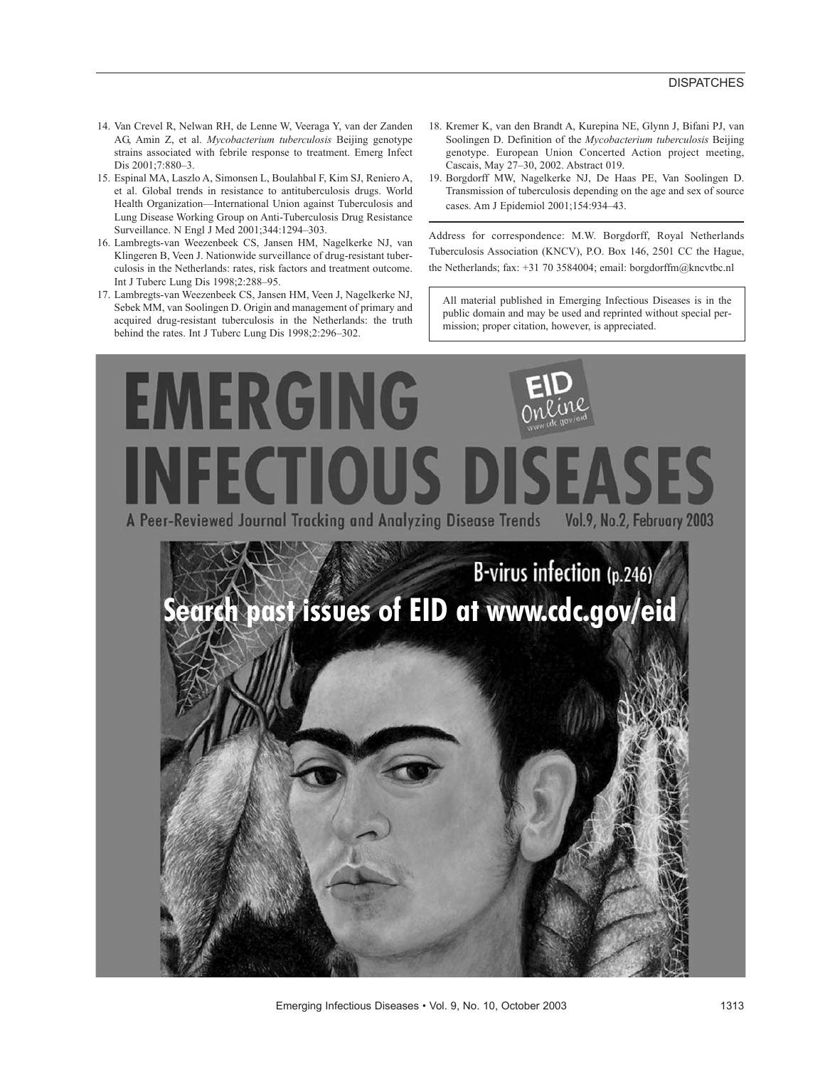14. Van Crevel R, Nelwan RH, de Lenne W, Veeraga Y, van der Zanden AG, Amin Z, et al. *Mycobacterium tuberculosis* Beijing genotype strains associated with febrile response to treatment. Emerg Infect Dis 2001;7:880–3.
15. Espinal MA, Laszlo A, Simonsen L, Boulahbal F, Kim SJ, Reniero A, et al. Global trends in resistance to antituberculosis drugs. World Health Organization—International Union against Tuberculosis and Lung Disease Working Group on Anti-Tuberculosis Drug Resistance Surveillance. N Engl J Med 2001;344:1294–303.
16. Lambregts-van Weezenbeek CS, Jansen HM, Nagelkerke NJ, van Klingeren B, Veen J. Nationwide surveillance of drug-resistant tuberculosis in the Netherlands: rates, risk factors and treatment outcome. Int J Tuberc Lung Dis 1998;2:288–95.
17. Lambregts-van Weezenbeek CS, Jansen HM, Veen J, Nagelkerke NJ, Sebek MM, van Soolingen D. Origin and management of primary and acquired drug-resistant tuberculosis in the Netherlands: the truth behind the rates. Int J Tuberc Lung Dis 1998;2:296–302.
18. Kremer K, van den Brandt A, Kurepina NE, Glynn J, Bifani PJ, van Soolingen D. Definition of the *Mycobacterium tuberculosis* Beijing genotype. European Union Concerted Action project meeting, Cascais, May 27–30, 2002. Abstract 019.
19. Borgdorff MW, Nagelkerke NJ, De Haas PE, Van Soolingen D. Transmission of tuberculosis depending on the age and sex of source cases. Am J Epidemiol 2001;154:934–43.

Address for correspondence: M.W. Borgdorff, Royal Netherlands Tuberculosis Association (KNCV), P.O. Box 146, 2501 CC the Hague, the Netherlands; fax: +31 70 3584004; email: borgdorffm@kncvtbc.nl

All material published in Emerging Infectious Diseases is in the public domain and may be used and reprinted without special permission; proper citation, however, is appreciated.

EMERGING INFECTIOUS DISEASES

EID Online www.cdc.gov/eid

A Peer-Reviewed Journal Tracking and Analyzing Disease Trends Vol.9, No.2, February 2003

B-virus infection (p.246)

Search past issues of EID at www.cdc.gov/eid